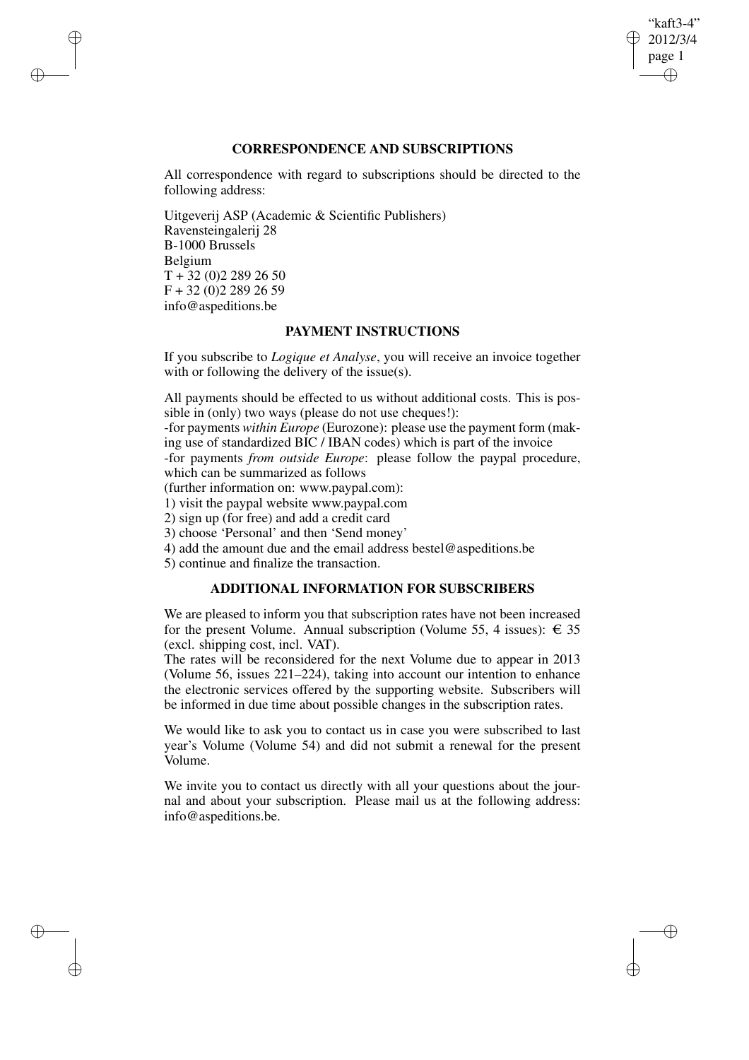## CORRESPONDENCE AND SUBSCRIPTIONS

All correspondence with regard to subscriptions should be directed to the following address:

Uitgeverij ASP (Academic & Scientific Publishers)
Ravensteingalerij 28
B-1000 Brussels
Belgium
T + 32 (0)2 289 26 50
F + 32 (0)2 289 26 59
info@aspeditions.be

## PAYMENT INSTRUCTIONS

If you subscribe to *Logique et Analyse*, you will receive an invoice together with or following the delivery of the issue(s).

All payments should be effected to us without additional costs. This is possible in (only) two ways (please do not use cheques!):
-for payments *within Europe* (Eurozone): please use the payment form (making use of standardized BIC / IBAN codes) which is part of the invoice
-for payments *from outside Europe*: please follow the paypal procedure, which can be summarized as follows
(further information on: www.paypal.com):
1) visit the paypal website www.paypal.com
2) sign up (for free) and add a credit card
3) choose 'Personal' and then 'Send money'
4) add the amount due and the email address bestel@aspeditions.be
5) continue and finalize the transaction.

## ADDITIONAL INFORMATION FOR SUBSCRIBERS

We are pleased to inform you that subscription rates have not been increased for the present Volume. Annual subscription (Volume 55, 4 issues): € 35 (excl. shipping cost, incl. VAT).
The rates will be reconsidered for the next Volume due to appear in 2013 (Volume 56, issues 221–224), taking into account our intention to enhance the electronic services offered by the supporting website. Subscribers will be informed in due time about possible changes in the subscription rates.

We would like to ask you to contact us in case you were subscribed to last year's Volume (Volume 54) and did not submit a renewal for the present Volume.

We invite you to contact us directly with all your questions about the journal and about your subscription. Please mail us at the following address: info@aspeditions.be.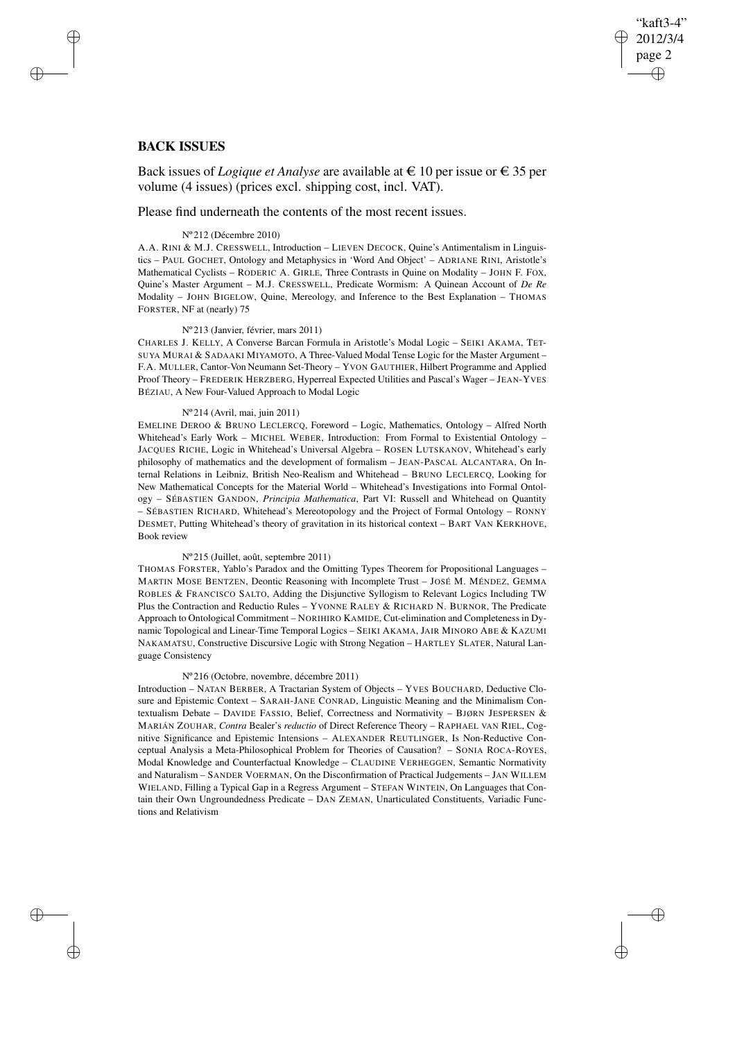## BACK ISSUES

Back issues of *Logique et Analyse* are available at € 10 per issue or € 35 per volume (4 issues) (prices excl. shipping cost, incl. VAT).

Please find underneath the contents of the most recent issues.

Nº 212 (Décembre 2010)

A.A. RINI & M.J. CRESSWELL, Introduction – LIEVEN DECOCK, Quine's Antimentalism in Linguistics – PAUL GOCHET, Ontology and Metaphysics in 'Word And Object' – ADRIANE RINI, Aristotle's Mathematical Cyclists – RODERIC A. GIRLE, Three Contrasts in Quine on Modality – JOHN F. FOX, Quine's Master Argument – M.J. CRESSWELL, Predicate Wormism: A Quinean Account of *De Re* Modality – JOHN BIGELOW, Quine, Mereology, and Inference to the Best Explanation – THOMAS FORSTER, NF at (nearly) 75

Nº 213 (Janvier, février, mars 2011)

CHARLES J. KELLY, A Converse Barcan Formula in Aristotle's Modal Logic – SEIKI AKAMA, TETSUYA MURAI & SADAAKI MIYAMOTO, A Three-Valued Modal Tense Logic for the Master Argument – F.A. MULLER, Cantor-Von Neumann Set-Theory – YVON GAUTHIER, Hilbert Programme and Applied Proof Theory – FREDERIK HERZBERG, Hyperreal Expected Utilities and Pascal's Wager – JEAN-YVES BÉZIAU, A New Four-Valued Approach to Modal Logic

Nº 214 (Avril, mai, juin 2011)

EMELINE DEROO & BRUNO LECLERCQ, Foreword – Logic, Mathematics, Ontology – Alfred North Whitehead's Early Work – MICHEL WEBER, Introduction: From Formal to Existential Ontology – JACQUES RICHE, Logic in Whitehead's Universal Algebra – ROSEN LUTSKANOV, Whitehead's early philosophy of mathematics and the development of formalism – JEAN-PASCAL ALCANTARA, On Internal Relations in Leibniz, British Neo-Realism and Whitehead – BRUNO LECLERCQ, Looking for New Mathematical Concepts for the Material World – Whitehead's Investigations into Formal Ontology – SÉBASTIEN GANDON, *Principia Mathematica*, Part VI: Russell and Whitehead on Quantity – SÉBASTIEN RICHARD, Whitehead's Mereotopology and the Project of Formal Ontology – RONNY DESMET, Putting Whitehead's theory of gravitation in its historical context – BART VAN KERKHOVE, Book review

Nº 215 (Juillet, août, septembre 2011)

THOMAS FORSTER, Yablo's Paradox and the Omitting Types Theorem for Propositional Languages – MARTIN MOSE BENTZEN, Deontic Reasoning with Incomplete Trust – JOSÉ M. MÉNDEZ, GEMMA ROBLES & FRANCISCO SALTO, Adding the Disjunctive Syllogism to Relevant Logics Including TW Plus the Contraction and Reductio Rules – YVONNE RALEY & RICHARD N. BURNOR, The Predicate Approach to Ontological Commitment – NORIHIRO KAMIDE, Cut-elimination and Completeness in Dynamic Topological and Linear-Time Temporal Logics – SEIKI AKAMA, JAIR MINORO ABE & KAZUMI NAKAMATSU, Constructive Discursive Logic with Strong Negation – HARTLEY SLATER, Natural Language Consistency

Nº 216 (Octobre, novembre, décembre 2011)

Introduction – NATAN BERBER, A Tractarian System of Objects – YVES BOUCHARD, Deductive Closure and Epistemic Context – SARAH-JANE CONRAD, Linguistic Meaning and the Minimalism Contextualism Debate – DAVIDE FASSIO, Belief, Correctness and Normativity – BJØRN JESPERSEN & MARIÁN ZOUHAR, *Contra* Bealer's *reductio* of Direct Reference Theory – RAPHAEL VAN RIEL, Cognitive Significance and Epistemic Intensions – ALEXANDER REUTLINGER, Is Non-Reductive Conceptual Analysis a Meta-Philosophical Problem for Theories of Causation? – SONIA ROCA-ROYES, Modal Knowledge and Counterfactual Knowledge – CLAUDINE VERHEGGEN, Semantic Normativity and Naturalism – SANDER VOERMAN, On the Disconfirmation of Practical Judgements – JAN WILLEM WIELAND, Filling a Typical Gap in a Regress Argument – STEFAN WINTEIN, On Languages that Contain their Own Ungroundedness Predicate – DAN ZEMAN, Unarticulated Constituents, Variadic Functions and Relativism